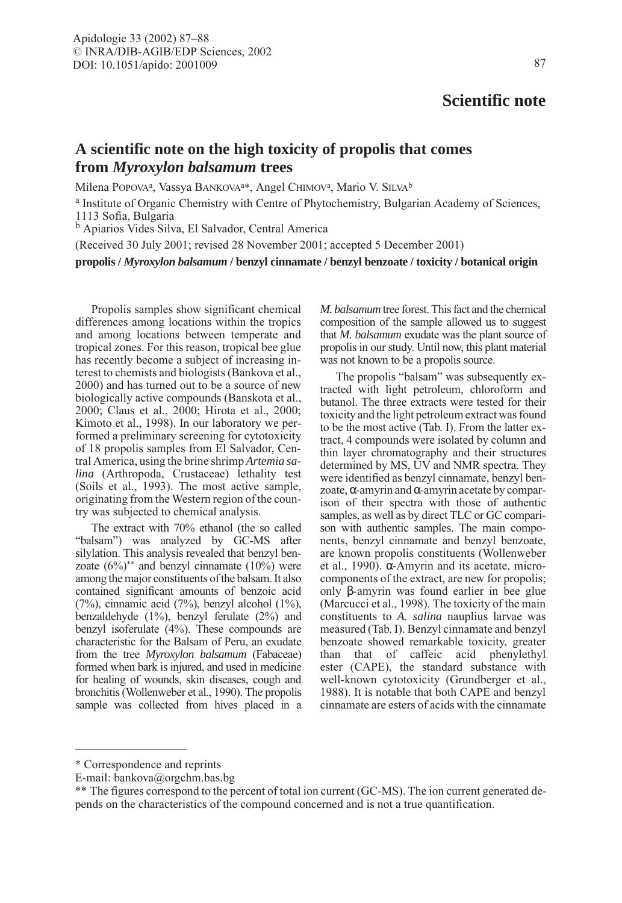**Scientific note**

# A scientific note on the high toxicity of propolis that comes from *Myroxylon balsamum* trees

Milena POPOVA[a], Vassya BANKOVA[a]*, Angel CHIMOV[a], Mario V. SILVA[b]

[a] Institute of Organic Chemistry with Centre of Phytochemistry, Bulgarian Academy of Sciences, 1113 Sofia, Bulgaria

[b] Apiarios Vides Silva, El Salvador, Central America

(Received 30 July 2001; revised 28 November 2001; accepted 5 December 2001)

**propolis / *Myroxylon balsamum* / benzyl cinnamate / benzyl benzoate / toxicity / botanical origin**

Propolis samples show significant chemical differences among locations within the tropics and among locations between temperate and tropical zones. For this reason, tropical bee glue has recently become a subject of increasing interest to chemists and biologists (Bankova et al., 2000) and has turned out to be a source of new biologically active compounds (Banskota et al., 2000; Claus et al., 2000; Hirota et al., 2000; Kimoto et al., 1998). In our laboratory we performed a preliminary screening for cytotoxicity of 18 propolis samples from El Salvador, Central America, using the brine shrimp *Artemia salina* (Arthropoda, Crustaceae) lethality test (Soils et al., 1993). The most active sample, originating from the Western region of the country was subjected to chemical analysis.

The extract with 70% ethanol (the so called "balsam") was analyzed by GC-MS after silylation. This analysis revealed that benzyl benzoate (6%)** and benzyl cinnamate (10%) were among the major constituents of the balsam. It also contained significant amounts of benzoic acid (7%), cinnamic acid (7%), benzyl alcohol (1%), benzaldehyde (1%), benzyl ferulate (2%) and benzyl isoferulate (4%). These compounds are characteristic for the Balsam of Peru, an exudate from the tree *Myroxylon balsamum* (Fabaceae) formed when bark is injured, and used in medicine for healing of wounds, skin diseases, cough and bronchitis (Wollenweber et al., 1990). The propolis sample was collected from hives placed in a *M. balsamum* tree forest. This fact and the chemical composition of the sample allowed us to suggest that *M. balsamum* exudate was the plant source of propolis in our study. Until now, this plant material was not known to be a propolis source.

The propolis "balsam" was subsequently extracted with light petroleum, chloroform and butanol. The three extracts were tested for their toxicity and the light petroleum extract was found to be the most active (Tab. I). From the latter extract, 4 compounds were isolated by column and thin layer chromatography and their structures determined by MS, UV and NMR spectra. They were identified as benzyl cinnamate, benzyl benzoate, α-amyrin and α-amyrin acetate by comparison of their spectra with those of authentic samples, as well as by direct TLC or GC comparison with authentic samples. The main components, benzyl cinnamate and benzyl benzoate, are known propolis constituents (Wollenweber et al., 1990). α-Amyrin and its acetate, microcomponents of the extract, are new for propolis; only β-amyrin was found earlier in bee glue (Marcucci et al., 1998). The toxicity of the main constituents to *A. salina* nauplius larvae was measured (Tab. I). Benzyl cinnamate and benzyl benzoate showed remarkable toxicity, greater than that of caffeic acid phenylethyl ester (CAPE), the standard substance with well-known cytotoxicity (Grundberger et al., 1988). It is notable that both CAPE and benzyl cinnamate are esters of acids with the cinnamate

---

\* Correspondence and reprints

E-mail: bankova@orgchm.bas.bg

\*\* The figures correspond to the percent of total ion current (GC-MS). The ion current generated depends on the characteristics of the compound concerned and is not a true quantification.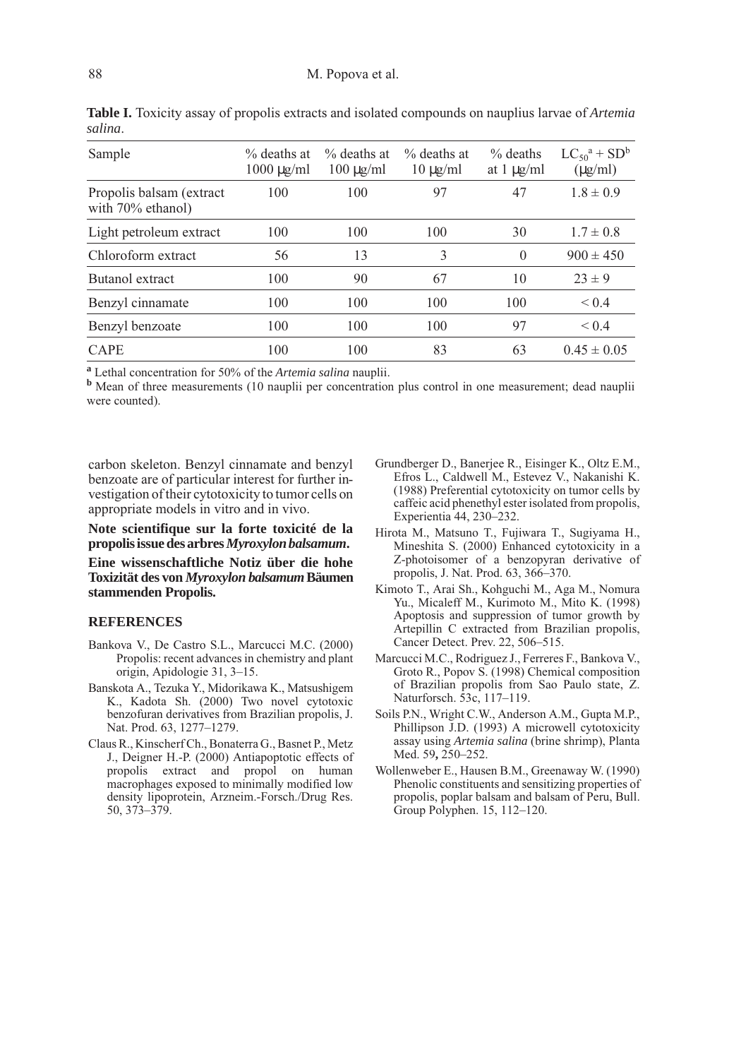**Table I.** Toxicity assay of propolis extracts and isolated compounds on nauplius larvae of *Artemia salina*.

| Sample | % deaths at 1000 μg/ml | % deaths at 100 μg/ml | % deaths at 10 μg/ml | % deaths at 1 μg/ml | $LC_{50}$[a] + SD[b] (μg/ml) |
|---|---|---|---|---|---|
| Propolis balsam (extract with 70% ethanol) | 100 | 100 | 97 | 47 | 1.8 ± 0.9 |
| Light petroleum extract | 100 | 100 | 100 | 30 | 1.7 ± 0.8 |
| Chloroform extract | 56 | 13 | 3 | 0 | 900 ± 450 |
| Butanol extract | 100 | 90 | 67 | 10 | 23 ± 9 |
| Benzyl cinnamate | 100 | 100 | 100 | 100 | < 0.4 |
| Benzyl benzoate | 100 | 100 | 100 | 97 | < 0.4 |
| CAPE | 100 | 100 | 83 | 63 | 0.45 ± 0.05 |

[a] Lethal concentration for 50% of the *Artemia salina* nauplii.
[b] Mean of three measurements (10 nauplii per concentration plus control in one measurement; dead nauplii were counted).

carbon skeleton. Benzyl cinnamate and benzyl benzoate are of particular interest for further investigation of their cytotoxicity to tumor cells on appropriate models in vitro and in vivo.

**Note scientifique sur la forte toxicité de la propolis issue des arbres *Myroxylon balsamum*.**

**Eine wissenschaftliche Notiz über die hohe Toxizität des von *Myroxylon balsamum* Bäumen stammenden Propolis.**

## REFERENCES

Bankova V., De Castro S.L., Marcucci M.C. (2000) Propolis: recent advances in chemistry and plant origin, Apidologie 31, 3–15.

Banskota A., Tezuka Y., Midorikawa K., Matsushigem K., Kadota Sh. (2000) Two novel cytotoxic benzofuran derivatives from Brazilian propolis, J. Nat. Prod. 63, 1277–1279.

Claus R., Kinscherf Ch., Bonaterra G., Basnet P., Metz J., Deigner H.-P. (2000) Antiapoptotic effects of propolis extract and propol on human macrophages exposed to minimally modified low density lipoprotein, Arzneim.-Forsch./Drug Res. 50, 373–379.

Grundberger D., Banerjee R., Eisinger K., Oltz E.M., Efros L., Caldwell M., Estevez V., Nakanishi K. (1988) Preferential cytotoxicity on tumor cells by caffeic acid phenethyl ester isolated from propolis, Experientia 44, 230–232.

Hirota M., Matsuno T., Fujiwara T., Sugiyama H., Mineshita S. (2000) Enhanced cytotoxicity in a Z-photoisomer of a benzopyran derivative of propolis, J. Nat. Prod. 63, 366–370.

Kimoto T., Arai Sh., Kohguchi M., Aga M., Nomura Yu., Micaleff M., Kurimoto M., Mito K. (1998) Apoptosis and suppression of tumor growth by Artepillin C extracted from Brazilian propolis, Cancer Detect. Prev. 22, 506–515.

Marcucci M.C., Rodriguez J., Ferreres F., Bankova V., Groto R., Popov S. (1998) Chemical composition of Brazilian propolis from Sao Paulo state, Z. Naturforsch. 53c, 117–119.

Soils P.N., Wright C.W., Anderson A.M., Gupta M.P., Phillipson J.D. (1993) A microwell cytotoxicity assay using *Artemia salina* (brine shrimp), Planta Med. 59**,** 250–252.

Wollenweber E., Hausen B.M., Greenaway W. (1990) Phenolic constituents and sensitizing properties of propolis, poplar balsam and balsam of Peru, Bull. Group Polyphen. 15, 112–120.